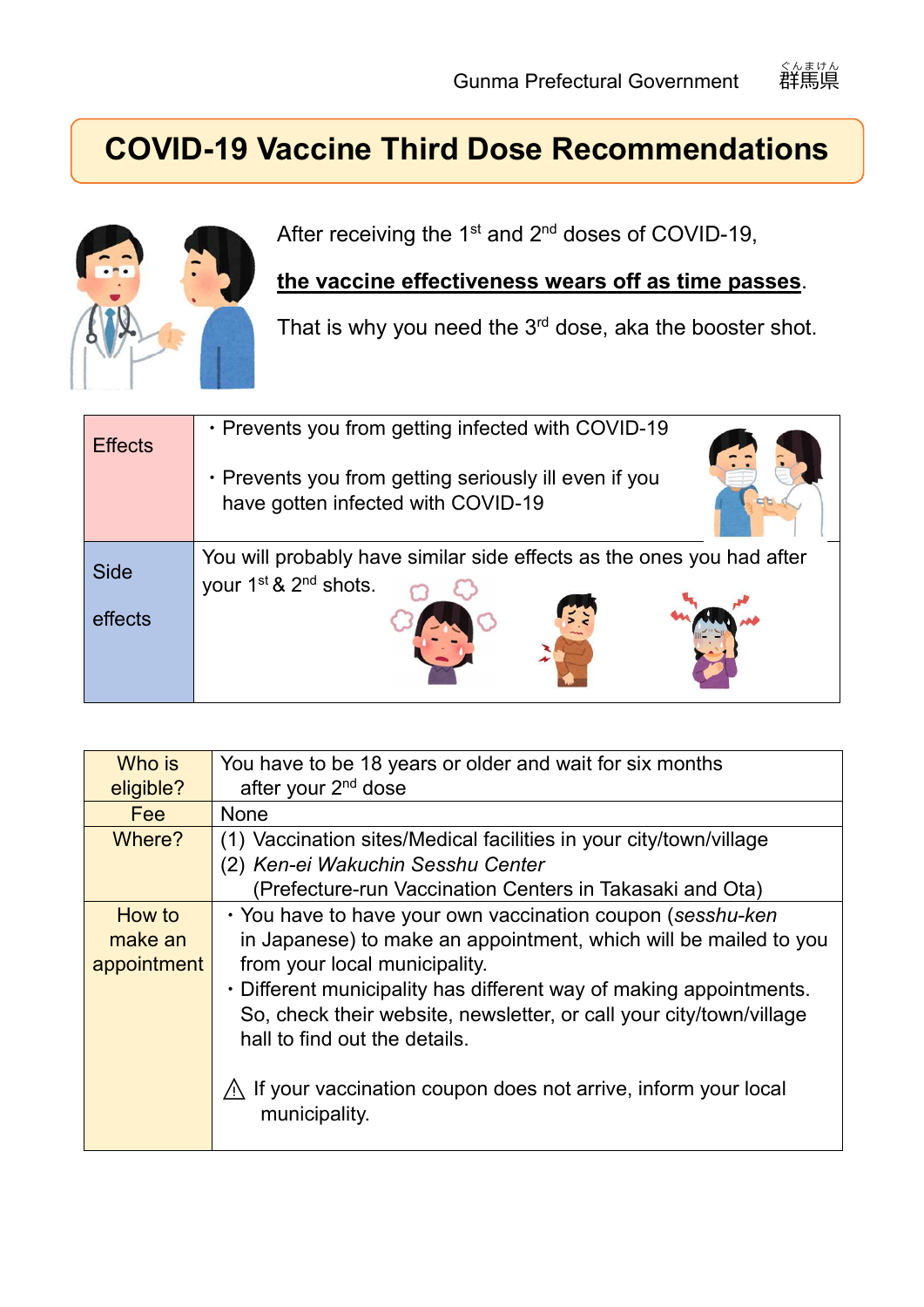Gunma Prefectural Government　群馬県

# COVID-19 Vaccine Third Dose Recommendations

After receiving the 1st and 2nd doses of COVID-19,

**the vaccine effectiveness wears off as time passes**.

That is why you need the 3rd dose, aka the booster shot.

| | |
|---|---|
| Effects | ・Prevents you from getting infected with COVID-19<br>・Prevents you from getting seriously ill even if you have gotten infected with COVID-19 |
| Side effects | You will probably have similar side effects as the ones you had after your 1st & 2nd shots. |

| | |
|---|---|
| Who is eligible? | You have to be 18 years or older and wait for six months after your 2nd dose |
| Fee | None |
| Where? | (1) Vaccination sites/Medical facilities in your city/town/village<br>(2) *Ken-ei Wakuchin Sesshu Center* (Prefecture-run Vaccination Centers in Takasaki and Ota) |
| How to make an appointment | ・You have to have your own vaccination coupon (*sesshu-ken* in Japanese) to make an appointment, which will be mailed to you from your local municipality.<br>・Different municipality has different way of making appointments. So, check their website, newsletter, or call your city/town/village hall to find out the details.<br>⚠ If your vaccination coupon does not arrive, inform your local municipality. |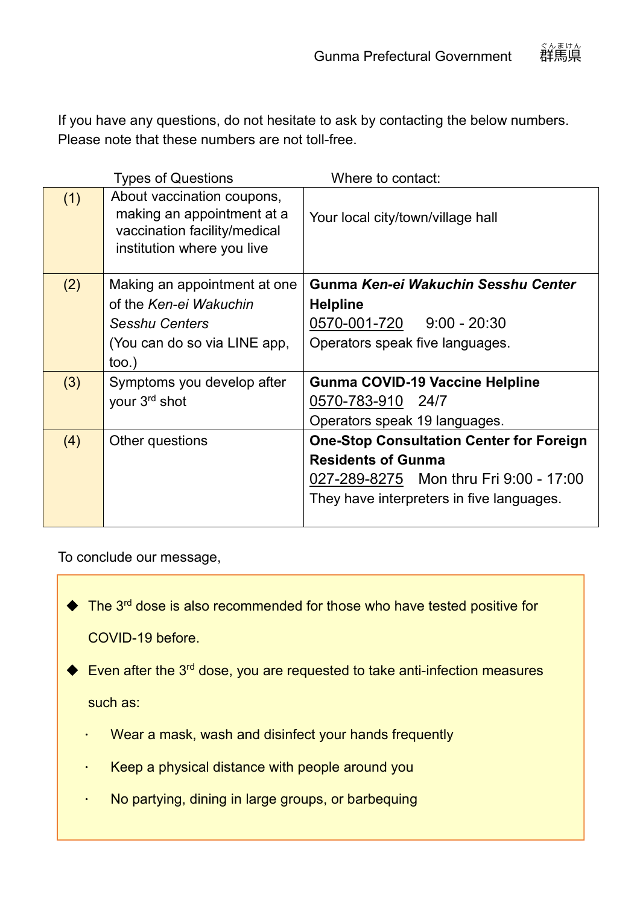Gunma Prefectural Government 群馬県

If you have any questions, do not hesitate to ask by contacting the below numbers. Please note that these numbers are not toll-free.

| | Types of Questions | Where to contact: |
|---|---|---|
| (1) | About vaccination coupons, making an appointment at a vaccination facility/medical institution where you live | Your local city/town/village hall |
| (2) | Making an appointment at one of the *Ken-ei Wakuchin Sesshu Centers* (You can do so via LINE app, too.) | **Gunma *Ken-ei Wakuchin Sesshu Center* Helpline** 0570-001-720 9:00 - 20:30 Operators speak five languages. |
| (3) | Symptoms you develop after your 3rd shot | **Gunma COVID-19 Vaccine Helpline** 0570-783-910 24/7 Operators speak 19 languages. |
| (4) | Other questions | **One-Stop Consultation Center for Foreign Residents of Gunma** 027-289-8275 Mon thru Fri 9:00 - 17:00 They have interpreters in five languages. |

To conclude our message,

- The 3rd dose is also recommended for those who have tested positive for COVID-19 before.
- Even after the 3rd dose, you are requested to take anti-infection measures such as:
  - Wear a mask, wash and disinfect your hands frequently
  - Keep a physical distance with people around you
  - No partying, dining in large groups, or barbequing